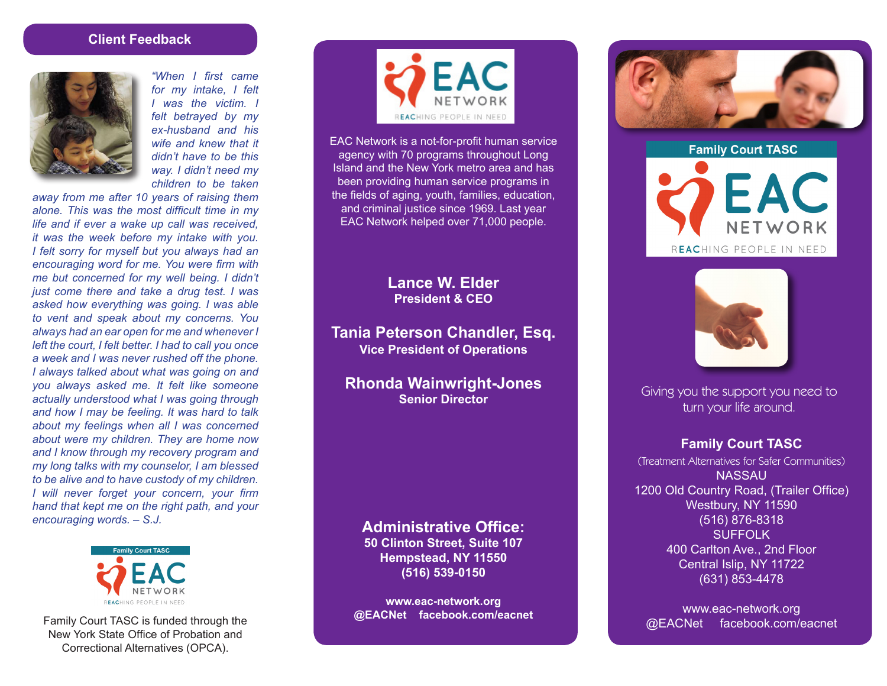## Client Feedback

*"When I first came for my intake, I felt I was the victim. I felt betrayed by my ex-husband and his wife and knew that it didn't have to be this way. I didn't need my children to be taken away from me after 10 years of raising them alone. This was the most difficult time in my life and if ever a wake up call was received, it was the week before my intake with you. I felt sorry for myself but you always had an encouraging word for me. You were firm with me but concerned for my well being. I didn't just come there and take a drug test. I was asked how everything was going. I was able to vent and speak about my concerns. You always had an ear open for me and whenever I left the court, I felt better. I had to call you once a week and I was never rushed off the phone. I always talked about what was going on and you always asked me. It felt like someone actually understood what I was going through and how I may be feeling. It was hard to talk about my feelings when all I was concerned about were my children. They are home now and I know through my recovery program and my long talks with my counselor, I am blessed to be alive and to have custody of my children. I will never forget your concern, your firm hand that kept me on the right path, and your encouraging words. – S.J.*

Family Court TASC

EAC NETWORK
REACHING PEOPLE IN NEED

Family Court TASC is funded through the New York State Office of Probation and Correctional Alternatives (OPCA).

EAC NETWORK
REACHING PEOPLE IN NEED

EAC Network is a not-for-profit human service agency with 70 programs throughout Long Island and the New York metro area and has been providing human service programs in the fields of aging, youth, families, education, and criminal justice since 1969. Last year EAC Network helped over 71,000 people.

**Lance W. Elder**
**President & CEO**

**Tania Peterson Chandler, Esq.**
**Vice President of Operations**

**Rhonda Wainwright-Jones**
**Senior Director**

**Administrative Office:**
**50 Clinton Street, Suite 107**
**Hempstead, NY 11550**
**(516) 539-0150**

**www.eac-network.org**
**@EACNet facebook.com/eacnet**

# Family Court TASC

EAC NETWORK
REACHING PEOPLE IN NEED

Giving you the support you need to turn your life around.

**Family Court TASC**
(Treatment Alternatives for Safer Communities)

NASSAU
1200 Old Country Road, (Trailer Office)
Westbury, NY 11590
(516) 876-8318

SUFFOLK
400 Carlton Ave., 2nd Floor
Central Islip, NY 11722
(631) 853-4478

www.eac-network.org
@EACNet facebook.com/eacnet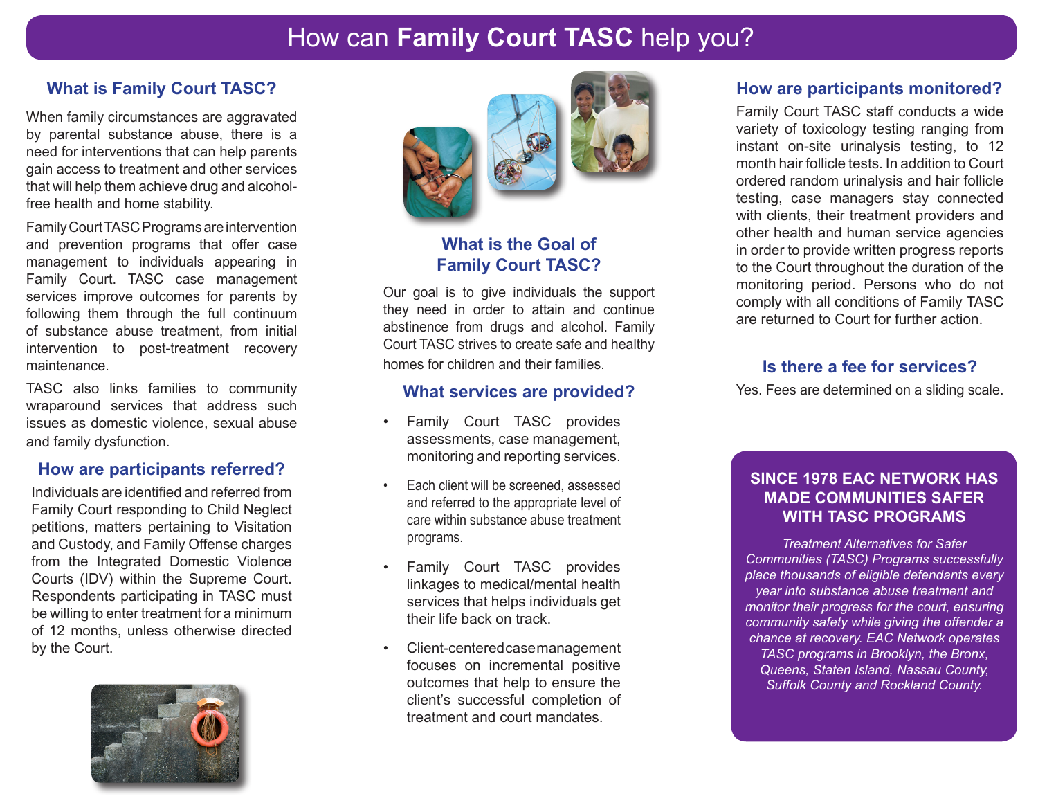# How can **Family Court TASC** help you?

## What is Family Court TASC?

When family circumstances are aggravated by parental substance abuse, there is a need for interventions that can help parents gain access to treatment and other services that will help them achieve drug and alcohol-free health and home stability.

Family Court TASC Programs are intervention and prevention programs that offer case management to individuals appearing in Family Court. TASC case management services improve outcomes for parents by following them through the full continuum of substance abuse treatment, from initial intervention to post-treatment recovery maintenance.

TASC also links families to community wraparound services that address such issues as domestic violence, sexual abuse and family dysfunction.

## How are participants referred?

Individuals are identified and referred from Family Court responding to Child Neglect petitions, matters pertaining to Visitation and Custody, and Family Offense charges from the Integrated Domestic Violence Courts (IDV) within the Supreme Court. Respondents participating in TASC must be willing to enter treatment for a minimum of 12 months, unless otherwise directed by the Court.

## What is the Goal of Family Court TASC?

Our goal is to give individuals the support they need in order to attain and continue abstinence from drugs and alcohol. Family Court TASC strives to create safe and healthy homes for children and their families.

## What services are provided?

- Family Court TASC provides assessments, case management, monitoring and reporting services.
- Each client will be screened, assessed and referred to the appropriate level of care within substance abuse treatment programs.
- Family Court TASC provides linkages to medical/mental health services that helps individuals get their life back on track.
- Client-centered case management focuses on incremental positive outcomes that help to ensure the client's successful completion of treatment and court mandates.

## How are participants monitored?

Family Court TASC staff conducts a wide variety of toxicology testing ranging from instant on-site urinalysis testing, to 12 month hair follicle tests. In addition to Court ordered random urinalysis and hair follicle testing, case managers stay connected with clients, their treatment providers and other health and human service agencies in order to provide written progress reports to the Court throughout the duration of the monitoring period. Persons who do not comply with all conditions of Family TASC are returned to Court for further action.

## Is there a fee for services?

Yes. Fees are determined on a sliding scale.

### SINCE 1978 EAC NETWORK HAS MADE COMMUNITIES SAFER WITH TASC PROGRAMS

*Treatment Alternatives for Safer Communities (TASC) Programs successfully place thousands of eligible defendants every year into substance abuse treatment and monitor their progress for the court, ensuring community safety while giving the offender a chance at recovery. EAC Network operates TASC programs in Brooklyn, the Bronx, Queens, Staten Island, Nassau County, Suffolk County and Rockland County.*